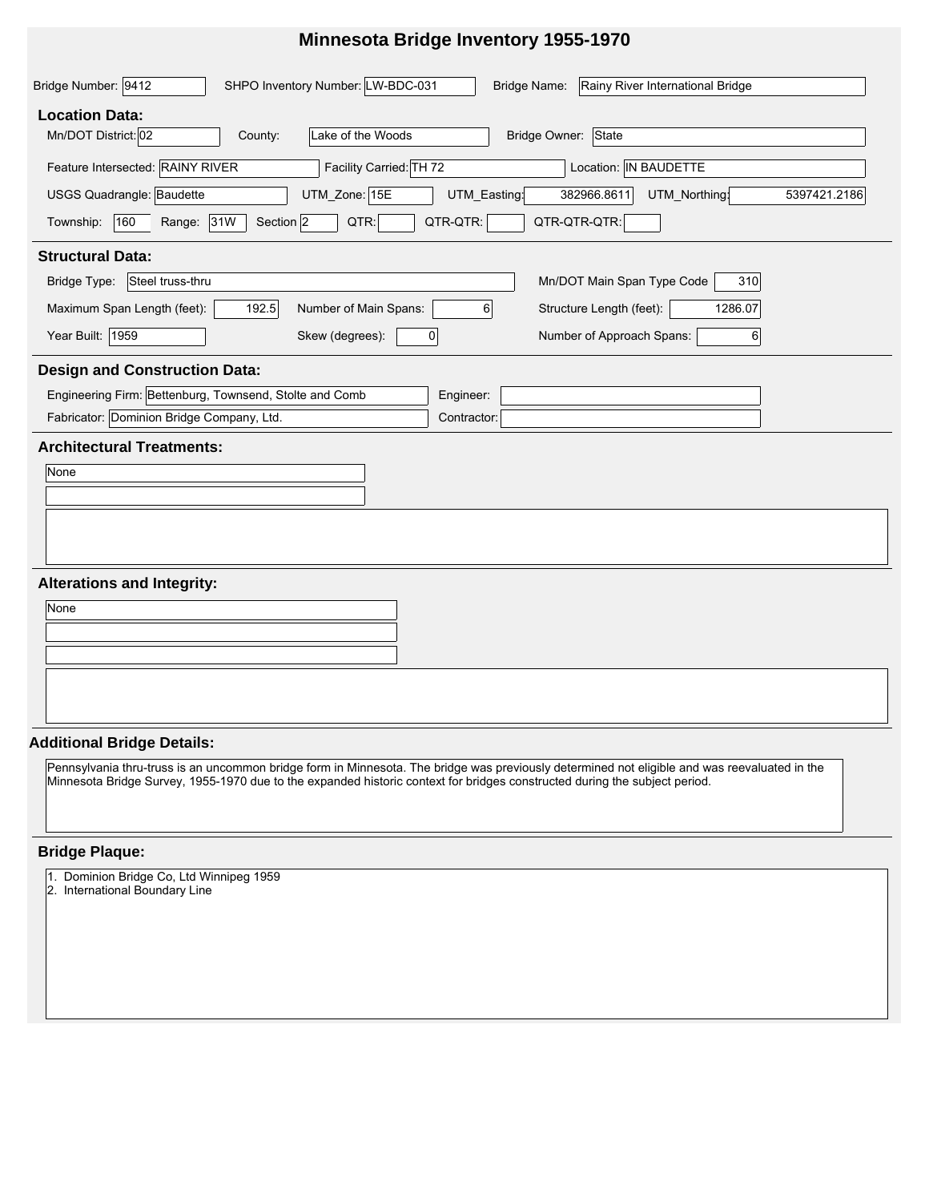# Minnesota Bridge Inventory 1955-1970

Bridge Number: 9412 SHPO Inventory Number: LW-BDC-031 Bridge Name: Rainy River International Bridge

## Location Data:

Mn/DOT District: 02 County: Lake of the Woods Bridge Owner: State

Feature Intersected: RAINY RIVER Facility Carried: TH 72 Location: IN BAUDETTE

USGS Quadrangle: Baudette UTM_Zone: 15E UTM_Easting: 382966.8611 UTM_Northing: 5397421.2186

Township: 160 Range: 31W Section 2 QTR: QTR-QTR: QTR-QTR-QTR:

## Structural Data:

Bridge Type: Steel truss-thru Mn/DOT Main Span Type Code 310

Maximum Span Length (feet): 192.5 Number of Main Spans: 6 Structure Length (feet): 1286.07

Year Built: 1959 Skew (degrees): 0 Number of Approach Spans: 6

## Design and Construction Data:

Engineering Firm: Bettenburg, Townsend, Stolte and Comb Engineer:

Fabricator: Dominion Bridge Company, Ltd. Contractor:

## Architectural Treatments:

None

## Alterations and Integrity:

None

## Additional Bridge Details:

Pennsylvania thru-truss is an uncommon bridge form in Minnesota. The bridge was previously determined not eligible and was reevaluated in the Minnesota Bridge Survey, 1955-1970 due to the expanded historic context for bridges constructed during the subject period.

## Bridge Plaque:

1. Dominion Bridge Co, Ltd Winnipeg 1959
2. International Boundary Line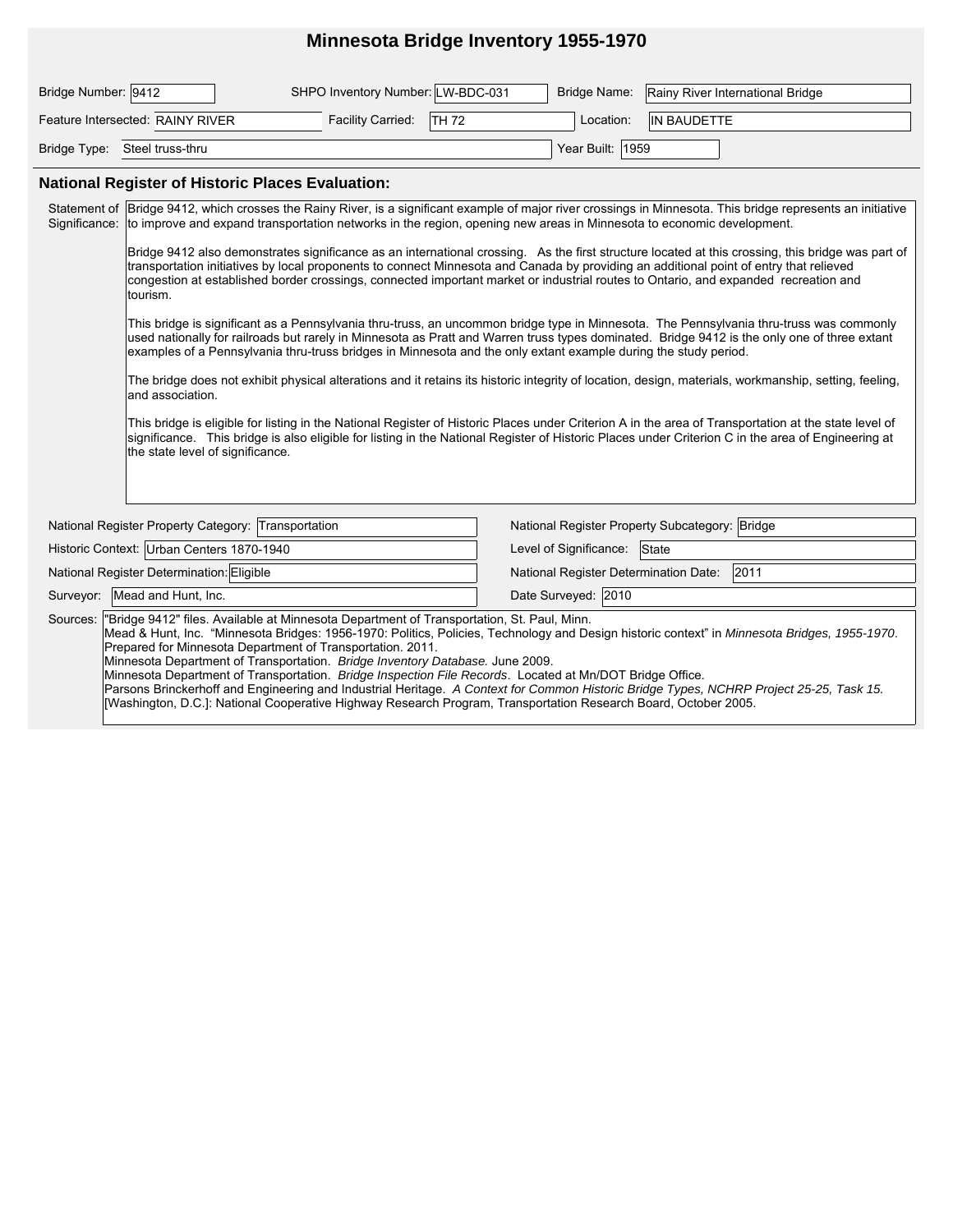# Minnesota Bridge Inventory 1955-1970

| | | | | | |
|---|---|---|---|---|---|
| Bridge Number: | 9412 | SHPO Inventory Number: | LW-BDC-031 | Bridge Name: | Rainy River International Bridge |
| Feature Intersected: | RAINY RIVER | Facility Carried: | TH 72 | Location: | IN BAUDETTE |
| Bridge Type: | Steel truss-thru | | | Year Built: | 1959 |

## National Register of Historic Places Evaluation:

**Statement of Significance:**

Bridge 9412, which crosses the Rainy River, is a significant example of major river crossings in Minnesota. This bridge represents an initiative to improve and expand transportation networks in the region, opening new areas in Minnesota to economic development.

Bridge 9412 also demonstrates significance as an international crossing. As the first structure located at this crossing, this bridge was part of transportation initiatives by local proponents to connect Minnesota and Canada by providing an additional point of entry that relieved congestion at established border crossings, connected important market or industrial routes to Ontario, and expanded recreation and tourism.

This bridge is significant as a Pennsylvania thru-truss, an uncommon bridge type in Minnesota. The Pennsylvania thru-truss was commonly used nationally for railroads but rarely in Minnesota as Pratt and Warren truss types dominated. Bridge 9412 is the only one of three extant examples of a Pennsylvania thru-truss bridges in Minnesota and the only extant example during the study period.

The bridge does not exhibit physical alterations and it retains its historic integrity of location, design, materials, workmanship, setting, feeling, and association.

This bridge is eligible for listing in the National Register of Historic Places under Criterion A in the area of Transportation at the state level of significance. This bridge is also eligible for listing in the National Register of Historic Places under Criterion C in the area of Engineering at the state level of significance.

| | | | |
|---|---|---|---|
| National Register Property Category: | Transportation | National Register Property Subcategory: | Bridge |
| Historic Context: | Urban Centers 1870-1940 | Level of Significance: | State |
| National Register Determination: | Eligible | National Register Determination Date: | 2011 |
| Surveyor: | Mead and Hunt, Inc. | Date Surveyed: | 2010 |

**Sources:**

"Bridge 9412" files. Available at Minnesota Department of Transportation, St. Paul, Minn.
Mead & Hunt, Inc. "Minnesota Bridges: 1956-1970: Politics, Policies, Technology and Design historic context" in *Minnesota Bridges, 1955-1970*. Prepared for Minnesota Department of Transportation. 2011.
Minnesota Department of Transportation. *Bridge Inventory Database.* June 2009.
Minnesota Department of Transportation. *Bridge Inspection File Records*. Located at Mn/DOT Bridge Office.
Parsons Brinckerhoff and Engineering and Industrial Heritage. *A Context for Common Historic Bridge Types, NCHRP Project 25-25, Task 15.* [Washington, D.C.]: National Cooperative Highway Research Program, Transportation Research Board, October 2005.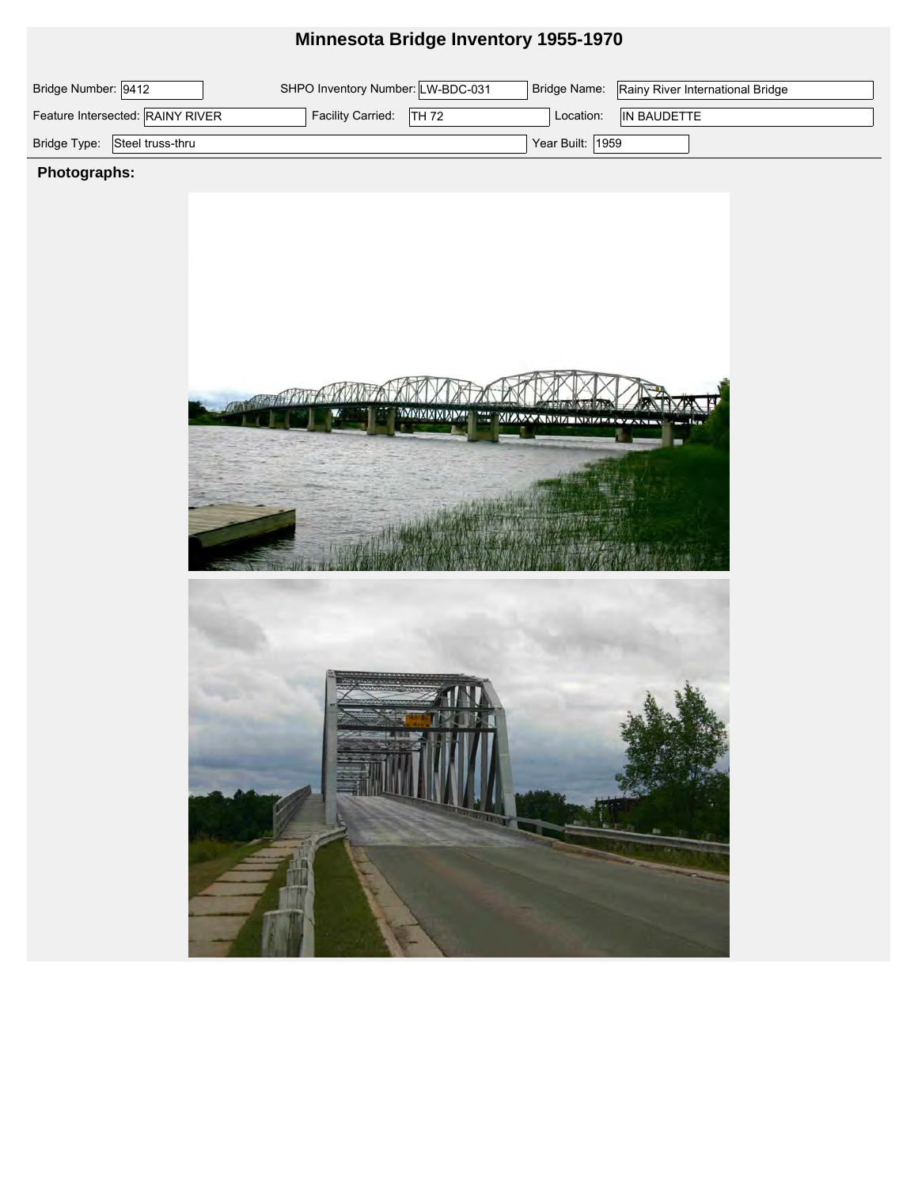# Minnesota Bridge Inventory 1955-1970

| | | | | | |
|---|---|---|---|---|---|
| Bridge Number: | 9412 | SHPO Inventory Number: | LW-BDC-031 | Bridge Name: | Rainy River International Bridge |
| Feature Intersected: | RAINY RIVER | Facility Carried: | TH 72 | Location: | IN BAUDETTE |
| Bridge Type: | Steel truss-thru | Year Built: | 1959 | | |

**Photographs:**